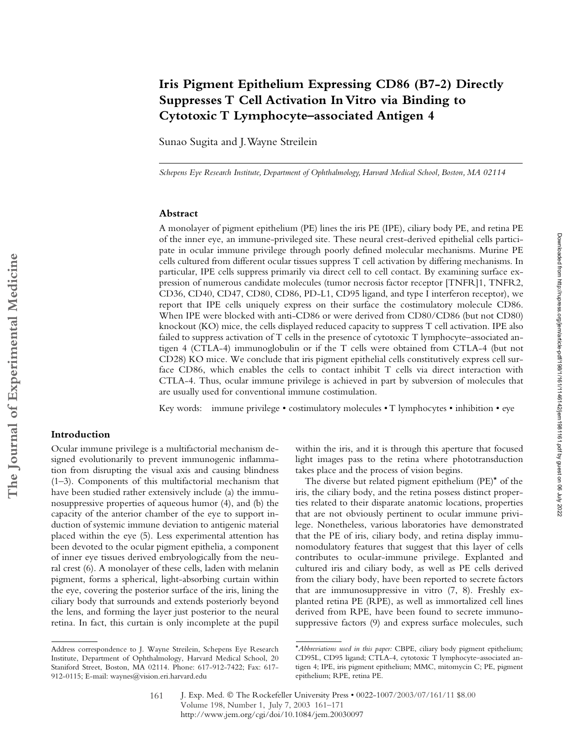# Iris Pigment Epithelium Expressing CD86 (B7-2) Directly Suppresses T Cell Activation In Vitro via Binding to Cytotoxic T Lymphocyte–associated Antigen 4

Sunao Sugita and J. Wayne Streilein

*Schepens Eye Research Institute, Department of Ophthalmology, Harvard Medical School, Boston, MA 02114*

## Abstract

A monolayer of pigment epithelium (PE) lines the iris PE (IPE), ciliary body PE, and retina PE of the inner eye, an immune-privileged site. These neural crest-derived epithelial cells participate in ocular immune privilege through poorly defined molecular mechanisms. Murine PE cells cultured from different ocular tissues suppress T cell activation by differing mechanisms. In particular, IPE cells suppress primarily via direct cell to cell contact. By examining surface expression of numerous candidate molecules (tumor necrosis factor receptor [TNFR]1, TNFR2, CD36, CD40, CD47, CD80, CD86, PD-L1, CD95 ligand, and type I interferon receptor), we report that IPE cells uniquely express on their surface the costimulatory molecule CD86. When IPE were blocked with anti-CD86 or were derived from CD80/CD86 (but not CD80) knockout (KO) mice, the cells displayed reduced capacity to suppress T cell activation. IPE also failed to suppress activation of T cells in the presence of cytotoxic T lymphocyte–associated antigen 4 (CTLA-4) immunoglobulin or if the T cells were obtained from CTLA-4 (but not CD28) KO mice. We conclude that iris pigment epithelial cells constitutively express cell surface CD86, which enables the cells to contact inhibit T cells via direct interaction with CTLA-4. Thus, ocular immune privilege is achieved in part by subversion of molecules that are usually used for conventional immune costimulation.

Key words: immune privilege • costimulatory molecules • T lymphocytes • inhibition • eye

## Introduction

Ocular immune privilege is a multifactorial mechanism designed evolutionarily to prevent immunogenic inflammation from disrupting the visual axis and causing blindness (1–3). Components of this multifactorial mechanism that have been studied rather extensively include (a) the immunosuppressive properties of aqueous humor (4), and (b) the capacity of the anterior chamber of the eye to support induction of systemic immune deviation to antigenic material placed within the eye (5). Less experimental attention has been devoted to the ocular pigment epithelia, a component of inner eye tissues derived embryologically from the neural crest (6). A monolayer of these cells, laden with melanin pigment, forms a spherical, light-absorbing curtain within the eye, covering the posterior surface of the iris, lining the ciliary body that surrounds and extends posteriorly beyond the lens, and forming the layer just posterior to the neural retina. In fact, this curtain is only incomplete at the pupil within the iris, and it is through this aperture that focused light images pass to the retina where phototransduction takes place and the process of vision begins.

The diverse but related pigment epithelium (PE)* of the iris, the ciliary body, and the retina possess distinct properties related to their disparate anatomic locations, properties that are not obviously pertinent to ocular immune privilege. Nonetheless, various laboratories have demonstrated that the PE of iris, ciliary body, and retina display immunomodulatory features that suggest that this layer of cells contributes to ocular-immune privilege. Explanted and cultured iris and ciliary body, as well as PE cells derived from the ciliary body, have been reported to secrete factors that are immunosuppressive in vitro (7, 8). Freshly explanted retina PE (RPE), as well as immortalized cell lines derived from RPE, have been found to secrete immunosuppressive factors (9) and express surface molecules, such

Address correspondence to J. Wayne Streilein, Schepens Eye Research Institute, Department of Ophthalmology, Harvard Medical School, 20 Staniford Street, Boston, MA 02114. Phone: 617-912-7422; Fax: 617-912-0115; E-mail: waynes@vision.eri.harvard.edu

*Abbreviations used in this paper: CBPE, ciliary body pigment epithelium; CD95L, CD95 ligand; CTLA-4, cytotoxic T lymphocyte–associated antigen 4; IPE, iris pigment epithelium; MMC, mitomycin C; PE, pigment epithelium; RPE, retina PE.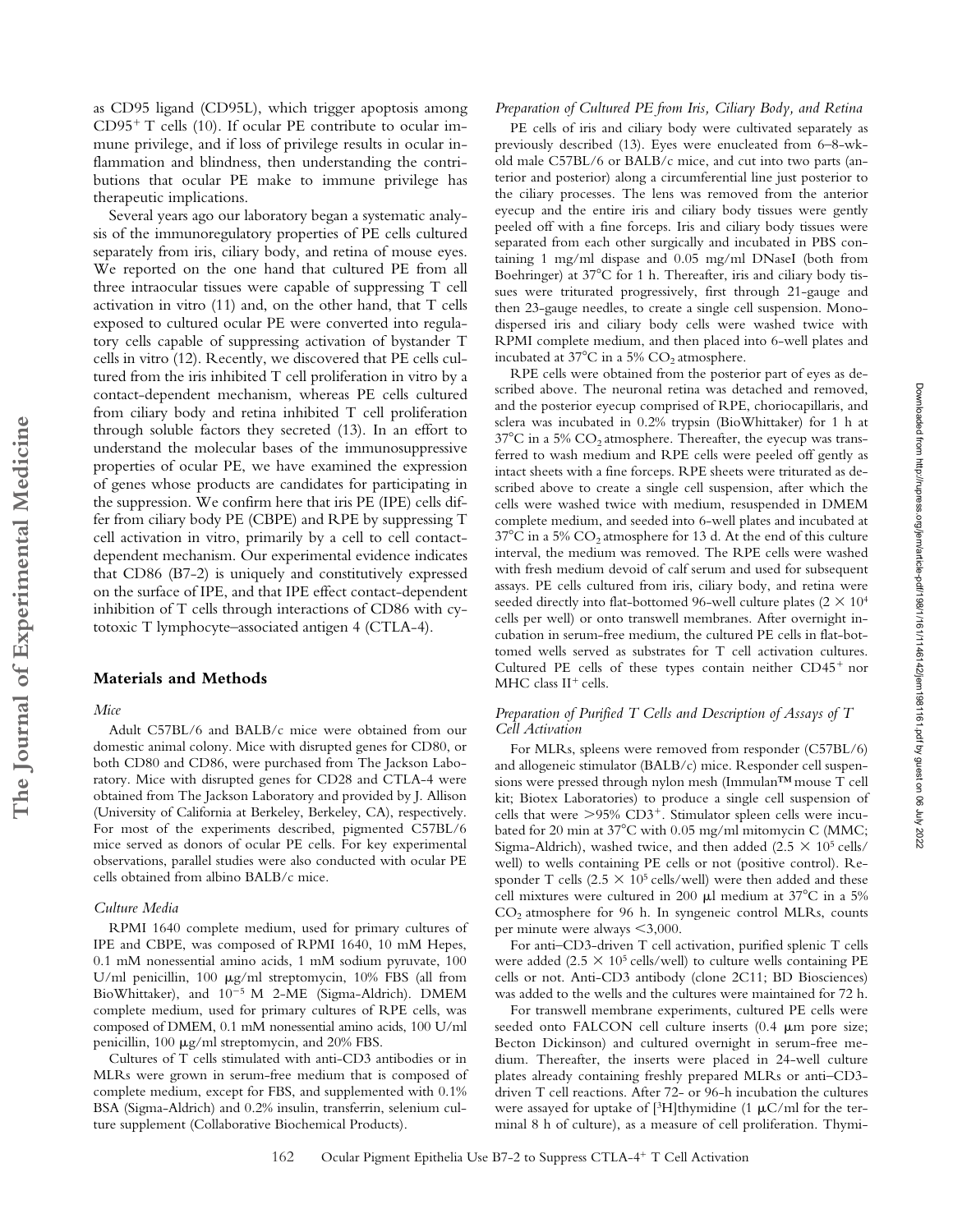as CD95 ligand (CD95L), which trigger apoptosis among $CD95^+$ T cells (10). If ocular PE contribute to ocular immune privilege, and if loss of privilege results in ocular inflammation and blindness, then understanding the contributions that ocular PE make to immune privilege has therapeutic implications.

Several years ago our laboratory began a systematic analysis of the immunoregulatory properties of PE cells cultured separately from iris, ciliary body, and retina of mouse eyes. We reported on the one hand that cultured PE from all three intraocular tissues were capable of suppressing T cell activation in vitro (11) and, on the other hand, that T cells exposed to cultured ocular PE were converted into regulatory cells capable of suppressing activation of bystander T cells in vitro (12). Recently, we discovered that PE cells cultured from the iris inhibited T cell proliferation in vitro by a contact-dependent mechanism, whereas PE cells cultured from ciliary body and retina inhibited T cell proliferation through soluble factors they secreted (13). In an effort to understand the molecular bases of the immunosuppressive properties of ocular PE, we have examined the expression of genes whose products are candidates for participating in the suppression. We confirm here that iris PE (IPE) cells differ from ciliary body PE (CBPE) and RPE by suppressing T cell activation in vitro, primarily by a cell to cell contact-dependent mechanism. Our experimental evidence indicates that CD86 (B7-2) is uniquely and constitutively expressed on the surface of IPE, and that IPE effect contact-dependent inhibition of T cells through interactions of CD86 with cytotoxic T lymphocyte–associated antigen 4 (CTLA-4).

## Materials and Methods

### *Mice*

Adult C57BL/6 and BALB/c mice were obtained from our domestic animal colony. Mice with disrupted genes for CD80, or both CD80 and CD86, were purchased from The Jackson Laboratory. Mice with disrupted genes for CD28 and CTLA-4 were obtained from The Jackson Laboratory and provided by J. Allison (University of California at Berkeley, Berkeley, CA), respectively. For most of the experiments described, pigmented C57BL/6 mice served as donors of ocular PE cells. For key experimental observations, parallel studies were also conducted with ocular PE cells obtained from albino BALB/c mice.

### *Culture Media*

RPMI 1640 complete medium, used for primary cultures of IPE and CBPE, was composed of RPMI 1640, 10 mM Hepes, 0.1 mM nonessential amino acids, 1 mM sodium pyruvate, 100 U/ml penicillin, 100 μg/ml streptomycin, 10% FBS (all from BioWhittaker), and $10^{-5}$ M 2-ME (Sigma-Aldrich). DMEM complete medium, used for primary cultures of RPE cells, was composed of DMEM, 0.1 mM nonessential amino acids, 100 U/ml penicillin, 100 μg/ml streptomycin, and 20% FBS.

Cultures of T cells stimulated with anti-CD3 antibodies or in MLRs were grown in serum-free medium that is composed of complete medium, except for FBS, and supplemented with 0.1% BSA (Sigma-Aldrich) and 0.2% insulin, transferrin, selenium culture supplement (Collaborative Biochemical Products).

### *Preparation of Cultured PE from Iris, Ciliary Body, and Retina*

PE cells of iris and ciliary body were cultivated separately as previously described (13). Eyes were enucleated from 6–8-wk-old male C57BL/6 or BALB/c mice, and cut into two parts (anterior and posterior) along a circumferential line just posterior to the ciliary processes. The lens was removed from the anterior eyecup and the entire iris and ciliary body tissues were gently peeled off with a fine forceps. Iris and ciliary body tissues were separated from each other surgically and incubated in PBS containing 1 mg/ml dispase and 0.05 mg/ml DNaseI (both from Boehringer) at 37°C for 1 h. Thereafter, iris and ciliary body tissues were triturated progressively, first through 21-gauge and then 23-gauge needles, to create a single cell suspension. Monodispersed iris and ciliary body cells were washed twice with RPMI complete medium, and then placed into 6-well plates and incubated at 37°C in a 5% $CO_2$ atmosphere.

RPE cells were obtained from the posterior part of eyes as described above. The neuronal retina was detached and removed, and the posterior eyecup comprised of RPE, choriocapillaris, and sclera was incubated in 0.2% trypsin (BioWhittaker) for 1 h at 37°C in a 5% $CO_2$ atmosphere. Thereafter, the eyecup was transferred to wash medium and RPE cells were peeled off gently as intact sheets with a fine forceps. RPE sheets were triturated as described above to create a single cell suspension, after which the cells were washed twice with medium, resuspended in DMEM complete medium, and seeded into 6-well plates and incubated at 37°C in a 5% $CO_2$ atmosphere for 13 d. At the end of this culture interval, the medium was removed. The RPE cells were washed with fresh medium devoid of calf serum and used for subsequent assays. PE cells cultured from iris, ciliary body, and retina were seeded directly into flat-bottomed 96-well culture plates ($2 \times 10^4$ cells per well) or onto transwell membranes. After overnight incubation in serum-free medium, the cultured PE cells in flat-bottomed wells served as substrates for T cell activation cultures. Cultured PE cells of these types contain neither $CD45^+$ nor MHC class $II^+$ cells.

### *Preparation of Purified T Cells and Description of Assays of T Cell Activation*

For MLRs, spleens were removed from responder (C57BL/6) and allogeneic stimulator (BALB/c) mice. Responder cell suspensions were pressed through nylon mesh (Immulan™ mouse T cell kit; Biotex Laboratories) to produce a single cell suspension of cells that were >95% $CD3^+$. Stimulator spleen cells were incubated for 20 min at 37°C with 0.05 mg/ml mitomycin C (MMC; Sigma-Aldrich), washed twice, and then added ($2.5 \times 10^5$ cells/well) to wells containing PE cells or not (positive control). Responder T cells ($2.5 \times 10^5$ cells/well) were then added and these cell mixtures were cultured in 200 μl medium at 37°C in a 5% $CO_2$ atmosphere for 96 h. In syngeneic control MLRs, counts per minute were always <3,000.

For anti–CD3-driven T cell activation, purified splenic T cells were added ($2.5 \times 10^5$ cells/well) to culture wells containing PE cells or not. Anti-CD3 antibody (clone 2C11; BD Biosciences) was added to the wells and the cultures were maintained for 72 h.

For transwell membrane experiments, cultured PE cells were seeded onto FALCON cell culture inserts (0.4 μm pore size; Becton Dickinson) and cultured overnight in serum-free medium. Thereafter, the inserts were placed in 24-well culture plates already containing freshly prepared MLRs or anti–CD3-driven T cell reactions. After 72- or 96-h incubation the cultures were assayed for uptake of [$^3$H]thymidine (1 μC/ml for the terminal 8 h of culture), as a measure of cell proliferation. Thymi-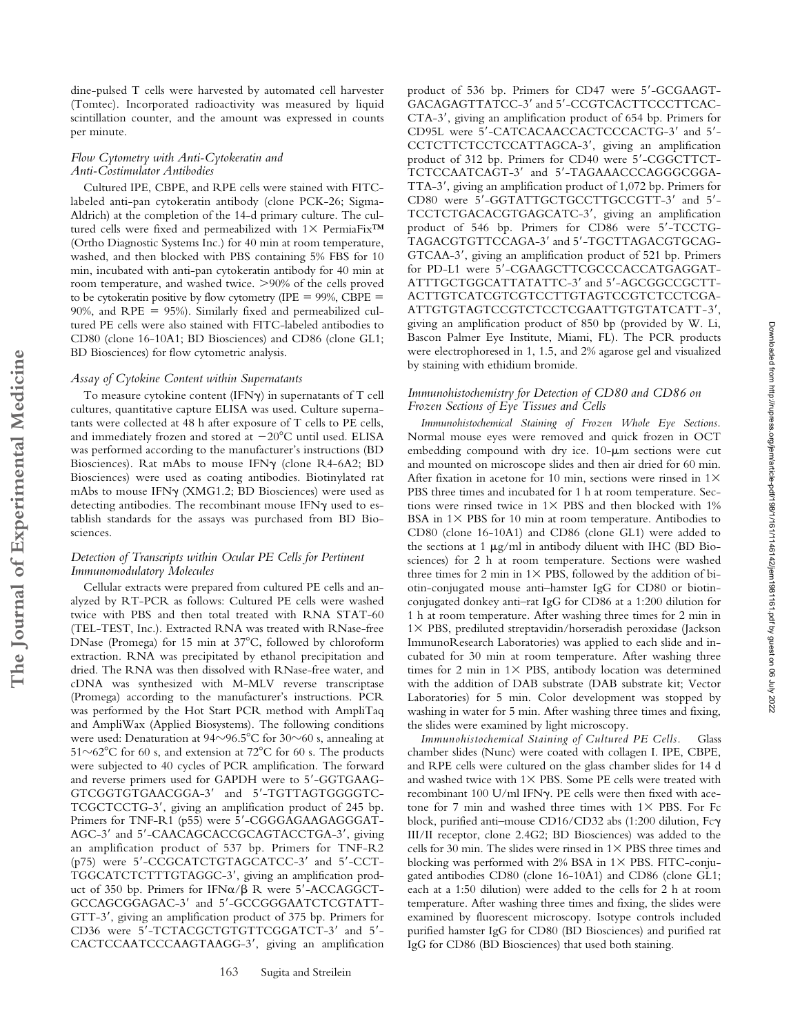dine-pulsed T cells were harvested by automated cell harvester (Tomtec). Incorporated radioactivity was measured by liquid scintillation counter, and the amount was expressed in counts per minute.

### *Flow Cytometry with Anti-Cytokeratin and Anti-Costimulator Antibodies*

Cultured IPE, CBPE, and RPE cells were stained with FITC-labeled anti-pan cytokeratin antibody (clone PCK-26; Sigma-Aldrich) at the completion of the 14-d primary culture. The cultured cells were fixed and permeabilized with 1× PermiaFix™ (Ortho Diagnostic Systems Inc.) for 40 min at room temperature, washed, and then blocked with PBS containing 5% FBS for 10 min, incubated with anti-pan cytokeratin antibody for 40 min at room temperature, and washed twice. >90% of the cells proved to be cytokeratin positive by flow cytometry (IPE = 99%, CBPE = 90%, and RPE = 95%). Similarly fixed and permeabilized cultured PE cells were also stained with FITC-labeled antibodies to CD80 (clone 16-10A1; BD Biosciences) and CD86 (clone GL1; BD Biosciences) for flow cytometric analysis.

### *Assay of Cytokine Content within Supernatants*

To measure cytokine content (IFNγ) in supernatants of T cell cultures, quantitative capture ELISA was used. Culture supernatants were collected at 48 h after exposure of T cells to PE cells, and immediately frozen and stored at −20°C until used. ELISA was performed according to the manufacturer's instructions (BD Biosciences). Rat mAbs to mouse IFNγ (clone R4-6A2; BD Biosciences) were used as coating antibodies. Biotinylated rat mAbs to mouse IFNγ (XMG1.2; BD Biosciences) were used as detecting antibodies. The recombinant mouse IFNγ used to establish standards for the assays was purchased from BD Biosciences.

### *Detection of Transcripts within Ocular PE Cells for Pertinent Immunomodulatory Molecules*

Cellular extracts were prepared from cultured PE cells and analyzed by RT-PCR as follows: Cultured PE cells were washed twice with PBS and then total treated with RNA STAT-60 (TEL-TEST, Inc.). Extracted RNA was treated with RNase-free DNase (Promega) for 15 min at 37°C, followed by chloroform extraction. RNA was precipitated by ethanol precipitation and dried. The RNA was then dissolved with RNase-free water, and cDNA was synthesized with M-MLV reverse transcriptase (Promega) according to the manufacturer's instructions. PCR was performed by the Hot Start PCR method with AmpliTaq and AmpliWax (Applied Biosystems). The following conditions were used: Denaturation at 94∼96.5°C for 30∼60 s, annealing at 51∼62°C for 60 s, and extension at 72°C for 60 s. The products were subjected to 40 cycles of PCR amplification. The forward and reverse primers used for GAPDH were to 5′-GGTGAAGGTCGGTGTGAACGGA-3′ and 5′-TGTTAGTGGGGTCTCGCTCCTG-3′, giving an amplification product of 245 bp. Primers for TNF-R1 (p55) were 5′-CGGGAGAAGAGGGATAGC-3′ and 5′-CAACAGCACCGCAGTACCTGA-3′, giving an amplification product of 537 bp. Primers for TNF-R2 (p75) were 5′-CCGCATCTGTAGCATCC-3′ and 5′-CCTTGGCATCTCTTTGTAGGC-3′, giving an amplification product of 350 bp. Primers for IFNα/β R were 5′-ACCAGGCTGCCAGCGGAGAC-3′ and 5′-GCCGGGAATCTCGTATTGTT-3′, giving an amplification product of 375 bp. Primers for CD36 were 5′-TCTACGCTGTGTTCGGATCT-3′ and 5′-CACTCCAATCCCAAGTAAGG-3′, giving an amplification product of 536 bp. Primers for CD47 were 5′-GCGAAGTGACAGAGTTATCC-3′ and 5′-CCGTCACTTCCCTTCACCTA-3′, giving an amplification product of 654 bp. Primers for CD95L were 5′-CATCACAACCACTCCCACTG-3′ and 5′-CCTCTTCTCCTCCATTAGCA-3′, giving an amplification product of 312 bp. Primers for CD40 were 5′-CGGCTTCTTCTCCAATCAGT-3′ and 5′-TAGAAACCCAGGGCGGATTA-3′, giving an amplification product of 1,072 bp. Primers for CD80 were 5′-GGTATTGCTGCCTTGCCGTT-3′ and 5′-TCCTCTGACACGTGAGCATC-3′, giving an amplification product of 546 bp. Primers for CD86 were 5′-TCCTGTAGACGTGTTCCAGA-3′ and 5′-TGCTTAGACGTGCAGGTCAA-3′, giving an amplification product of 521 bp. Primers for PD-L1 were 5′-CGAAGCTTCGCCCACCATGAGGATATTTGCTGGCATTATATTC-3′ and 5′-AGCGGCCGCTTACTTGTCATCGTCGTCCTTGTAGTCCGTCTCCTCGAATTGTGTAGTCCGTCTCCTCGAATTGTGTATCATT-3′, giving an amplification product of 850 bp (provided by W. Li, Bascon Palmer Eye Institute, Miami, FL). The PCR products were electrophoresed in 1, 1.5, and 2% agarose gel and visualized by staining with ethidium bromide.

### *Immunohistochemistry for Detection of CD80 and CD86 on Frozen Sections of Eye Tissues and Cells*

*Immunohistochemical Staining of Frozen Whole Eye Sections.* Normal mouse eyes were removed and quick frozen in OCT embedding compound with dry ice. 10-μm sections were cut and mounted on microscope slides and then air dried for 60 min. After fixation in acetone for 10 min, sections were rinsed in 1× PBS three times and incubated for 1 h at room temperature. Sections were rinsed twice in 1× PBS and then blocked with 1% BSA in 1× PBS for 10 min at room temperature. Antibodies to CD80 (clone 16-10A1) and CD86 (clone GL1) were added to the sections at 1 μg/ml in antibody diluent with IHC (BD Biosciences) for 2 h at room temperature. Sections were washed three times for 2 min in 1× PBS, followed by the addition of biotin-conjugated mouse anti–hamster IgG for CD80 or biotin-conjugated donkey anti–rat IgG for CD86 at a 1:200 dilution for 1 h at room temperature. After washing three times for 2 min in 1× PBS, prediluted streptavidin/horseradish peroxidase (Jackson ImmunoResearch Laboratories) was applied to each slide and incubated for 30 min at room temperature. After washing three times for 2 min in 1× PBS, antibody location was determined with the addition of DAB substrate (DAB substrate kit; Vector Laboratories) for 5 min. Color development was stopped by washing in water for 5 min. After washing three times and fixing, the slides were examined by light microscopy.

*Immunohistochemical Staining of Cultured PE Cells.* Glass chamber slides (Nunc) were coated with collagen I. IPE, CBPE, and RPE cells were cultured on the glass chamber slides for 14 d and washed twice with 1× PBS. Some PE cells were treated with recombinant 100 U/ml IFNγ. PE cells were then fixed with acetone for 7 min and washed three times with 1× PBS. For Fc block, purified anti–mouse CD16/CD32 abs (1:200 dilution, Fcγ III/II receptor, clone 2.4G2; BD Biosciences) was added to the cells for 30 min. The slides were rinsed in 1× PBS three times and blocking was performed with 2% BSA in 1× PBS. FITC-conjugated antibodies CD80 (clone 16-10A1) and CD86 (clone GL1; each at a 1:50 dilution) were added to the cells for 2 h at room temperature. After washing three times and fixing, the slides were examined by fluorescent microscopy. Isotype controls included purified hamster IgG for CD80 (BD Biosciences) and purified rat IgG for CD86 (BD Biosciences) that used both staining.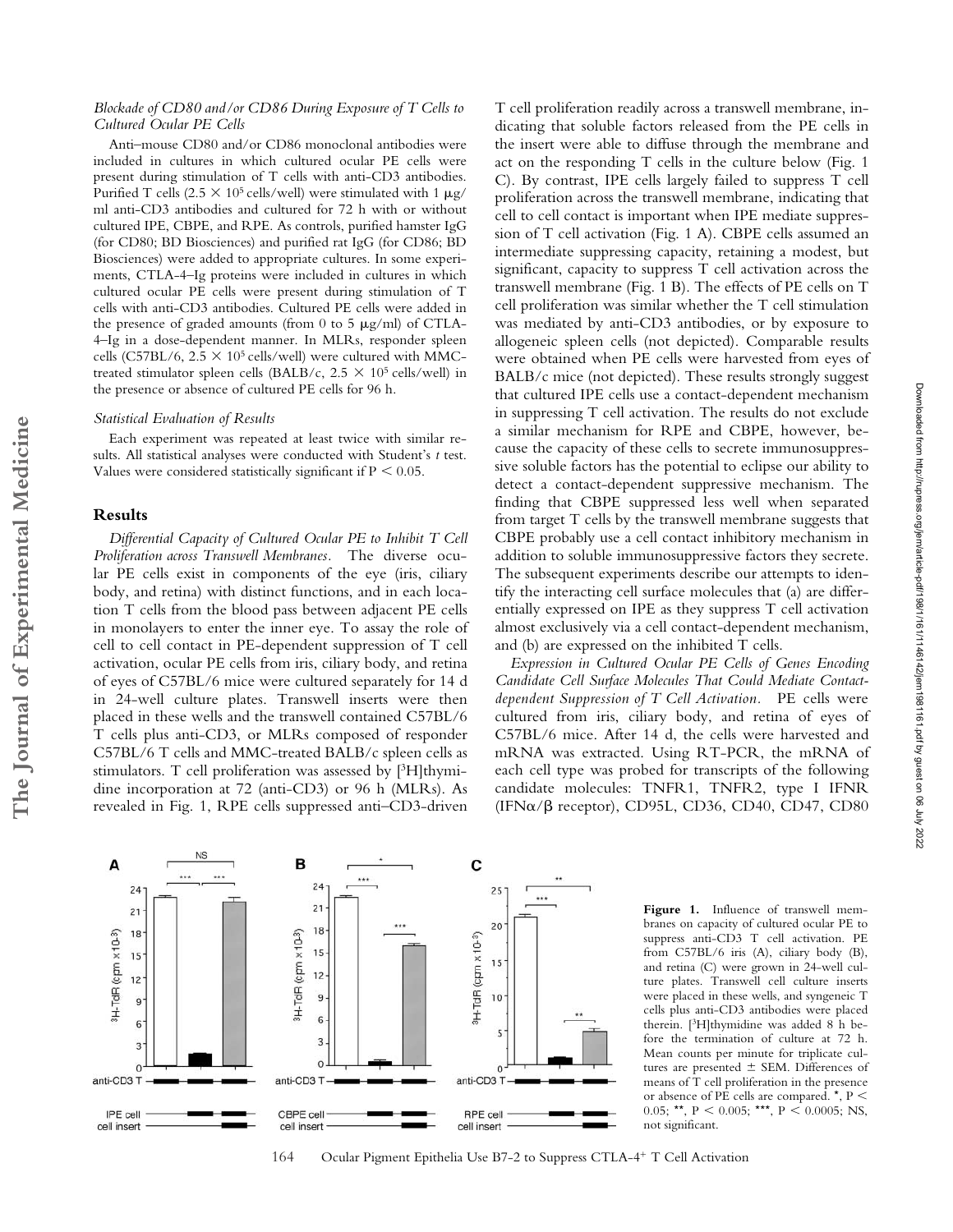*Blockade of CD80 and/or CD86 During Exposure of T Cells to Cultured Ocular PE Cells*

Anti–mouse CD80 and/or CD86 monoclonal antibodies were included in cultures in which cultured ocular PE cells were present during stimulation of T cells with anti-CD3 antibodies. Purified T cells ($2.5 \times 10^5$ cells/well) were stimulated with 1 μg/ml anti-CD3 antibodies and cultured for 72 h with or without cultured IPE, CBPE, and RPE. As controls, purified hamster IgG (for CD80; BD Biosciences) and purified rat IgG (for CD86; BD Biosciences) were added to appropriate cultures. In some experiments, CTLA-4–Ig proteins were included in cultures in which cultured ocular PE cells were present during stimulation of T cells with anti-CD3 antibodies. Cultured PE cells were added in the presence of graded amounts (from 0 to 5 μg/ml) of CTLA-4–Ig in a dose-dependent manner. In MLRs, responder spleen cells (C57BL/6, $2.5 \times 10^5$ cells/well) were cultured with MMC-treated stimulator spleen cells (BALB/c, $2.5 \times 10^5$ cells/well) in the presence or absence of cultured PE cells for 96 h.

*Statistical Evaluation of Results*

Each experiment was repeated at least twice with similar results. All statistical analyses were conducted with Student's *t* test. Values were considered statistically significant if $P < 0.05$.

## Results

*Differential Capacity of Cultured Ocular PE to Inhibit T Cell Proliferation across Transwell Membranes.* The diverse ocular PE cells exist in components of the eye (iris, ciliary body, and retina) with distinct functions, and in each location T cells from the blood pass between adjacent PE cells in monolayers to enter the inner eye. To assay the role of cell to cell contact in PE-dependent suppression of T cell activation, ocular PE cells from iris, ciliary body, and retina of eyes of C57BL/6 mice were cultured separately for 14 d in 24-well culture plates. Transwell inserts were then placed in these wells and the transwell contained C57BL/6 T cells plus anti-CD3, or MLRs composed of responder C57BL/6 T cells and MMC-treated BALB/c spleen cells as stimulators. T cell proliferation was assessed by [$^3$H]thymidine incorporation at 72 (anti-CD3) or 96 h (MLRs). As revealed in Fig. 1, RPE cells suppressed anti–CD3-driven T cell proliferation readily across a transwell membrane, indicating that soluble factors released from the PE cells in the insert were able to diffuse through the membrane and act on the responding T cells in the culture below (Fig. 1 C). By contrast, IPE cells largely failed to suppress T cell proliferation across the transwell membrane, indicating that cell to cell contact is important when IPE mediate suppression of T cell activation (Fig. 1 A). CBPE cells assumed an intermediate suppressing capacity, retaining a modest, but significant, capacity to suppress T cell activation across the transwell membrane (Fig. 1 B). The effects of PE cells on T cell proliferation was similar whether the T cell stimulation was mediated by anti-CD3 antibodies, or by exposure to allogeneic spleen cells (not depicted). Comparable results were obtained when PE cells were harvested from eyes of BALB/c mice (not depicted). These results strongly suggest that cultured IPE cells use a contact-dependent mechanism in suppressing T cell activation. The results do not exclude a similar mechanism for RPE and CBPE, however, because the capacity of these cells to secrete immunosuppressive soluble factors has the potential to eclipse our ability to detect a contact-dependent suppressive mechanism. The finding that CBPE suppressed less well when separated from target T cells by the transwell membrane suggests that CBPE probably use a cell contact inhibitory mechanism in addition to soluble immunosuppressive factors they secrete. The subsequent experiments describe our attempts to identify the interacting cell surface molecules that (a) are differentially expressed on IPE as they suppress T cell activation almost exclusively via a cell contact-dependent mechanism, and (b) are expressed on the inhibited T cells.

*Expression in Cultured Ocular PE Cells of Genes Encoding Candidate Cell Surface Molecules That Could Mediate Contact-dependent Suppression of T Cell Activation.* PE cells were cultured from iris, ciliary body, and retina of eyes of C57BL/6 mice. After 14 d, the cells were harvested and mRNA was extracted. Using RT-PCR, the mRNA of each cell type was probed for transcripts of the following candidate molecules: TNFR1, TNFR2, type I IFNR (IFNα/β receptor), CD95L, CD36, CD40, CD47, CD80

**Figure 1.** Influence of transwell membranes on capacity of cultured ocular PE to suppress anti-CD3 T cell activation. PE from C57BL/6 iris (A), ciliary body (B), and retina (C) were grown in 24-well culture plates. Transwell cell culture inserts were placed in these wells, and syngeneic T cells plus anti-CD3 antibodies were placed therein. [$^3$H]thymidine was added 8 h before the termination of culture at 72 h. Mean counts per minute for triplicate cultures are presented ± SEM. Differences of means of T cell proliferation in the presence or absence of PE cells are compared. *, $P < 0.05$; **, $P < 0.005$; ***, $P < 0.0005$; NS, not significant.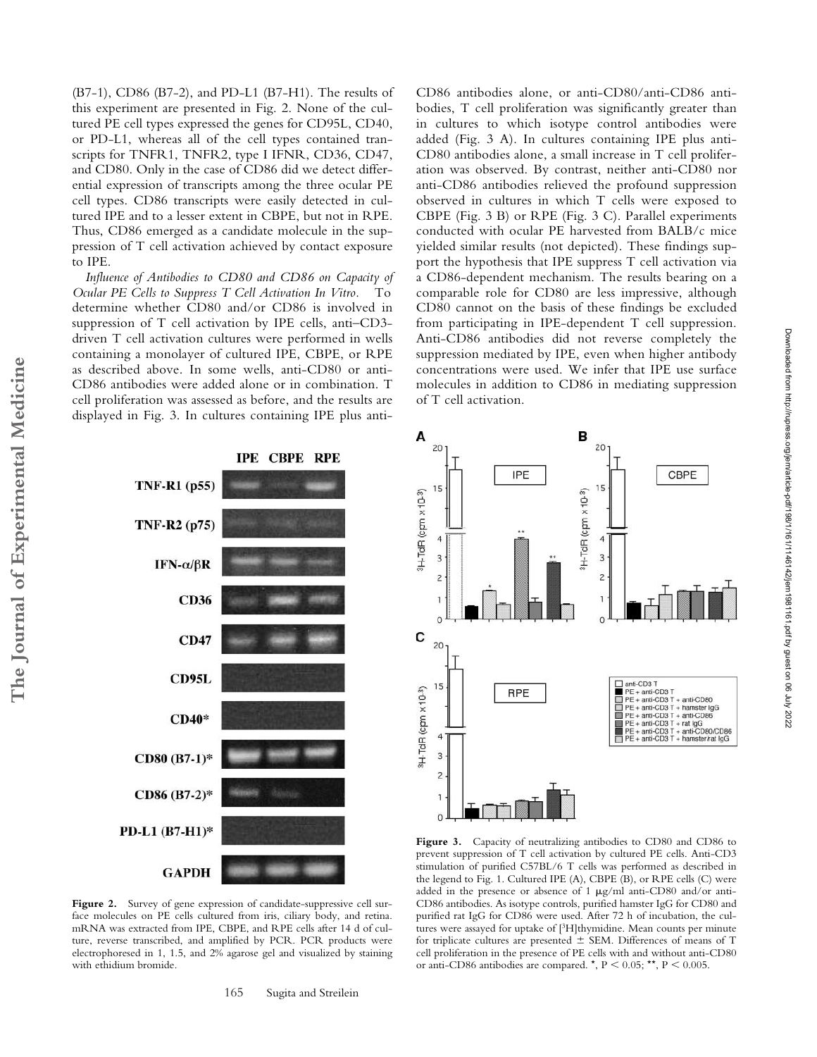(B7-1), CD86 (B7-2), and PD-L1 (B7-H1). The results of this experiment are presented in Fig. 2. None of the cultured PE cell types expressed the genes for CD95L, CD40, or PD-L1, whereas all of the cell types contained transcripts for TNFR1, TNFR2, type I IFNR, CD36, CD47, and CD80. Only in the case of CD86 did we detect differential expression of transcripts among the three ocular PE cell types. CD86 transcripts were easily detected in cultured IPE and to a lesser extent in CBPE, but not in RPE. Thus, CD86 emerged as a candidate molecule in the suppression of T cell activation achieved by contact exposure to IPE.

*Influence of Antibodies to CD80 and CD86 on Capacity of Ocular PE Cells to Suppress T Cell Activation In Vitro.* To determine whether CD80 and/or CD86 is involved in suppression of T cell activation by IPE cells, anti–CD3-driven T cell activation cultures were performed in wells containing a monolayer of cultured IPE, CBPE, or RPE as described above. In some wells, anti-CD80 or anti-CD86 antibodies were added alone or in combination. T cell proliferation was assessed as before, and the results are displayed in Fig. 3. In cultures containing IPE plus anti-CD86 antibodies alone, or anti-CD80/anti-CD86 antibodies, T cell proliferation was significantly greater than in cultures to which isotype control antibodies were added (Fig. 3 A). In cultures containing IPE plus anti-CD80 antibodies alone, a small increase in T cell proliferation was observed. By contrast, neither anti-CD80 nor anti-CD86 antibodies relieved the profound suppression observed in cultures in which T cells were exposed to CBPE (Fig. 3 B) or RPE (Fig. 3 C). Parallel experiments conducted with ocular PE harvested from BALB/c mice yielded similar results (not depicted). These findings support the hypothesis that IPE suppress T cell activation via a CD86-dependent mechanism. The results bearing on a comparable role for CD80 are less impressive, although CD80 cannot on the basis of these findings be excluded from participating in IPE-dependent T cell suppression. Anti-CD86 antibodies did not reverse completely the suppression mediated by IPE, even when higher antibody concentrations were used. We infer that IPE use surface molecules in addition to CD86 in mediating suppression of T cell activation.

**Figure 2.** Survey of gene expression of candidate-suppressive cell surface molecules on PE cells cultured from iris, ciliary body, and retina. mRNA was extracted from IPE, CBPE, and RPE cells after 14 d of culture, reverse transcribed, and amplified by PCR. PCR products were electrophoresed in 1, 1.5, and 2% agarose gel and visualized by staining with ethidium bromide.

**Figure 3.** Capacity of neutralizing antibodies to CD80 and CD86 to prevent suppression of T cell activation by cultured PE cells. Anti-CD3 stimulation of purified C57BL/6 T cells was performed as described in the legend to Fig. 1. Cultured IPE (A), CBPE (B), or RPE cells (C) were added in the presence or absence of 1 μg/ml anti-CD80 and/or anti-CD86 antibodies. As isotype controls, purified hamster IgG for CD80 and purified rat IgG for CD86 were used. After 72 h of incubation, the cultures were assayed for uptake of [$^3$H]thymidine. Mean counts per minute for triplicate cultures are presented ± SEM. Differences of means of T cell proliferation in the presence of PE cells with and without anti-CD80 or anti-CD86 antibodies are compared. *, $P < 0.05$; **, $P < 0.005$.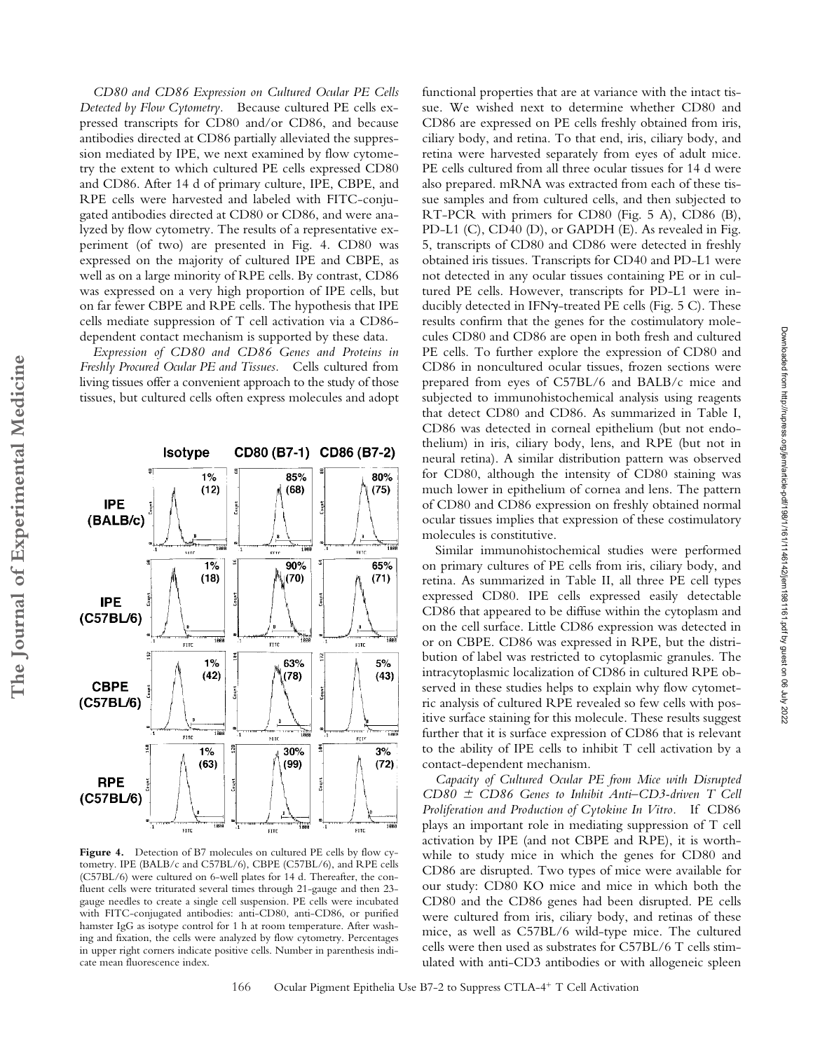*CD80 and CD86 Expression on Cultured Ocular PE Cells Detected by Flow Cytometry.* Because cultured PE cells expressed transcripts for CD80 and/or CD86, and because antibodies directed at CD86 partially alleviated the suppression mediated by IPE, we next examined by flow cytometry the extent to which cultured PE cells expressed CD80 and CD86. After 14 d of primary culture, IPE, CBPE, and RPE cells were harvested and labeled with FITC-conjugated antibodies directed at CD80 or CD86, and were analyzed by flow cytometry. The results of a representative experiment (of two) are presented in Fig. 4. CD80 was expressed on the majority of cultured IPE and CBPE, as well as on a large minority of RPE cells. By contrast, CD86 was expressed on a very high proportion of IPE cells, but on far fewer CBPE and RPE cells. The hypothesis that IPE cells mediate suppression of T cell activation via a CD86-dependent contact mechanism is supported by these data.

*Expression of CD80 and CD86 Genes and Proteins in Freshly Procured Ocular PE and Tissues.* Cells cultured from living tissues offer a convenient approach to the study of those tissues, but cultured cells often express molecules and adopt functional properties that are at variance with the intact tissue. We wished next to determine whether CD80 and CD86 are expressed on PE cells freshly obtained from iris, ciliary body, and retina. To that end, iris, ciliary body, and retina were harvested separately from eyes of adult mice. PE cells cultured from all three ocular tissues for 14 d were also prepared. mRNA was extracted from each of these tissue samples and from cultured cells, and then subjected to RT-PCR with primers for CD80 (Fig. 5 A), CD86 (B), PD-L1 (C), CD40 (D), or GAPDH (E). As revealed in Fig. 5, transcripts of CD80 and CD86 were detected in freshly obtained iris tissues. Transcripts for CD40 and PD-L1 were not detected in any ocular tissues containing PE or in cultured PE cells. However, transcripts for PD-L1 were inducibly detected in IFNγ-treated PE cells (Fig. 5 C). These results confirm that the genes for the costimulatory molecules CD80 and CD86 are open in both fresh and cultured PE cells. To further explore the expression of CD80 and CD86 in noncultured ocular tissues, frozen sections were prepared from eyes of C57BL/6 and BALB/c mice and subjected to immunohistochemical analysis using reagents that detect CD80 and CD86. As summarized in Table I, CD86 was detected in corneal epithelium (but not endothelium) in iris, ciliary body, lens, and RPE (but not in neural retina). A similar distribution pattern was observed for CD80, although the intensity of CD80 staining was much lower in epithelium of cornea and lens. The pattern of CD80 and CD86 expression on freshly obtained normal ocular tissues implies that expression of these costimulatory molecules is constitutive.

Similar immunohistochemical studies were performed on primary cultures of PE cells from iris, ciliary body, and retina. As summarized in Table II, all three PE cell types expressed CD80. IPE cells expressed easily detectable CD86 that appeared to be diffuse within the cytoplasm and on the cell surface. Little CD86 expression was detected in or on CBPE. CD86 was expressed in RPE, but the distribution of label was restricted to cytoplasmic granules. The intracytoplasmic localization of CD86 in cultured RPE observed in these studies helps to explain why flow cytometric analysis of cultured RPE revealed so few cells with positive surface staining for this molecule. These results suggest further that it is surface expression of CD86 that is relevant to the ability of IPE cells to inhibit T cell activation by a contact-dependent mechanism.

*Capacity of Cultured Ocular PE from Mice with Disrupted CD80 ± CD86 Genes to Inhibit Anti–CD3-driven T Cell Proliferation and Production of Cytokine In Vitro.* If CD86 plays an important role in mediating suppression of T cell activation by IPE (and not CBPE and RPE), it is worthwhile to study mice in which the genes for CD80 and CD86 are disrupted. Two types of mice were available for our study: CD80 KO mice and mice in which both the CD80 and the CD86 genes had been disrupted. PE cells were cultured from iris, ciliary body, and retinas of these mice, as well as C57BL/6 wild-type mice. The cultured cells were then used as substrates for C57BL/6 T cells stimulated with anti-CD3 antibodies or with allogeneic spleen

| | Isotype | CD80 (B7-1) | CD86 (B7-2) |
|---|---|---|---|
| IPE (BALB/c) | 1% (12) | 85% (68) | 80% (75) |
| IPE (C57BL/6) | 1% (18) | 90% (70) | 65% (71) |
| CBPE (C57BL/6) | 1% (42) | 63% (78) | 5% (43) |
| RPE (C57BL/6) | 1% (63) | 30% (99) | 3% (72) |

**Figure 4.** Detection of B7 molecules on cultured PE cells by flow cytometry. IPE (BALB/c and C57BL/6), CBPE (C57BL/6), and RPE cells (C57BL/6) were cultured on 6-well plates for 14 d. Thereafter, the confluent cells were triturated several times through 21-gauge and then 23-gauge needles to create a single cell suspension. PE cells were incubated with FITC-conjugated antibodies: anti-CD80, anti-CD86, or purified hamster IgG as isotype control for 1 h at room temperature. After washing and fixation, the cells were analyzed by flow cytometry. Percentages in upper right corners indicate positive cells. Number in parenthesis indicate mean fluorescence index.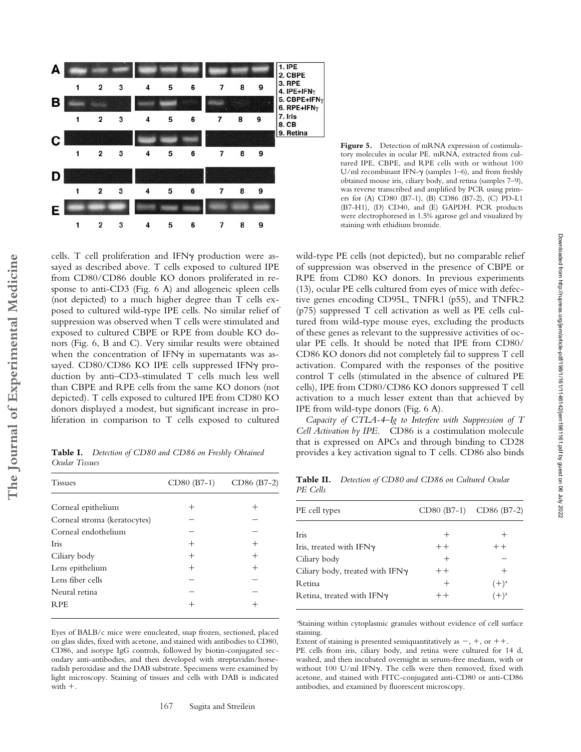**Figure 5.** Detection of mRNA expression of costimulatory molecules in ocular PE. mRNA, extracted from cultured IPE, CBPE, and RPE cells with or without 100 U/ml recombinant IFN-γ (samples 1–6), and from freshly obtained mouse iris, ciliary body, and retina (samples 7–9), was reverse transcribed and amplified by PCR using primers for (A) CD80 (B7-1), (B) CD86 (B7-2), (C) PD-L1 (B7-H1), (D) CD40, and (E) GAPDH. PCR products were electrophoresed in 1.5% agarose gel and visualized by staining with ethidium bromide.

cells. T cell proliferation and IFNγ production were assayed as described above. T cells exposed to cultured IPE from CD80/CD86 double KO donors proliferated in response to anti-CD3 (Fig. 6 A) and allogeneic spleen cells (not depicted) to a much higher degree than T cells exposed to cultured wild-type IPE cells. No similar relief of suppression was observed when T cells were stimulated and exposed to cultured CBPE or RPE from double KO donors (Fig. 6, B and C). Very similar results were obtained when the concentration of IFNγ in supernatants was assayed. CD80/CD86 KO IPE cells suppressed IFNγ production by anti–CD3-stimulated T cells much less well than CBPE and RPE cells from the same KO donors (not depicted). T cells exposed to cultured IPE from CD80 KO donors displayed a modest, but significant increase in proliferation in comparison to T cells exposed to cultured wild-type PE cells (not depicted), but no comparable relief of suppression was observed in the presence of CBPE or RPE from CD80 KO donors. In previous experiments (13), ocular PE cells cultured from eyes of mice with defective genes encoding CD95L, TNFR1 (p55), and TNFR2 (p75) suppressed T cell activation as well as PE cells cultured from wild-type mouse eyes, excluding the products of these genes as relevant to the suppressive activities of ocular PE cells. It should be noted that IPE from CD80/CD86 KO donors did not completely fail to suppress T cell activation. Compared with the responses of the positive control T cells (stimulated in the absence of cultured PE cells), IPE from CD80/CD86 KO donors suppressed T cell activation to a much lesser extent than that achieved by IPE from wild-type donors (Fig. 6 A).

*Capacity of CTLA-4–Ig to Interfere with Suppression of T Cell Activation by IPE.* CD86 is a costimulation molecule that is expressed on APCs and through binding to CD28 provides a key activation signal to T cells. CD86 also binds

**Table I.** *Detection of CD80 and CD86 on Freshly Obtained Ocular Tissues*

| Tissues | CD80 (B7-1) | CD86 (B7-2) |
|---|---|---|
| Corneal epithelium | + | + |
| Corneal stroma (keratocytes) | − | − |
| Corneal endothelium | − | − |
| Iris | + | + |
| Ciliary body | + | + |
| Lens epithelium | + | + |
| Lens fiber cells | − | − |
| Neural retina | − | − |
| RPE | + | + |

Eyes of BALB/c mice were enucleated, snap frozen, sectioned, placed on glass slides, fixed with acetone, and stained with antibodies to CD80, CD86, and isotype IgG controls, followed by biotin-conjugated secondary anti-antibodies, and then developed with streptavidin/horseradish peroxidase and the DAB substrate. Specimens were examined by light microscopy. Staining of tissues and cells with DAB is indicated with +.

**Table II.** *Detection of CD80 and CD86 on Cultured Ocular PE Cells*

| PE cell types | CD80 (B7-1) | CD86 (B7-2) |
|---|---|---|
| Iris | + | + |
| Iris, treated with IFNγ | ++ | ++ |
| Ciliary body | + | − |
| Ciliary body, treated with IFNγ | ++ | + |
| Retina | + | (+)[a] |
| Retina, treated with IFNγ | ++ | (+)[a] |

[a]Staining within cytoplasmic granules without evidence of cell surface staining.

Extent of staining is presented semiquantitatively as −, +, or ++.

PE cells from iris, ciliary body, and retina were cultured for 14 d, washed, and then incubated overnight in serum-free medium, with or without 100 U/ml IFNγ. The cells were then removed, fixed with acetone, and stained with FITC-conjugated anti-CD80 or anti-CD86 antibodies, and examined by fluorescent microscopy.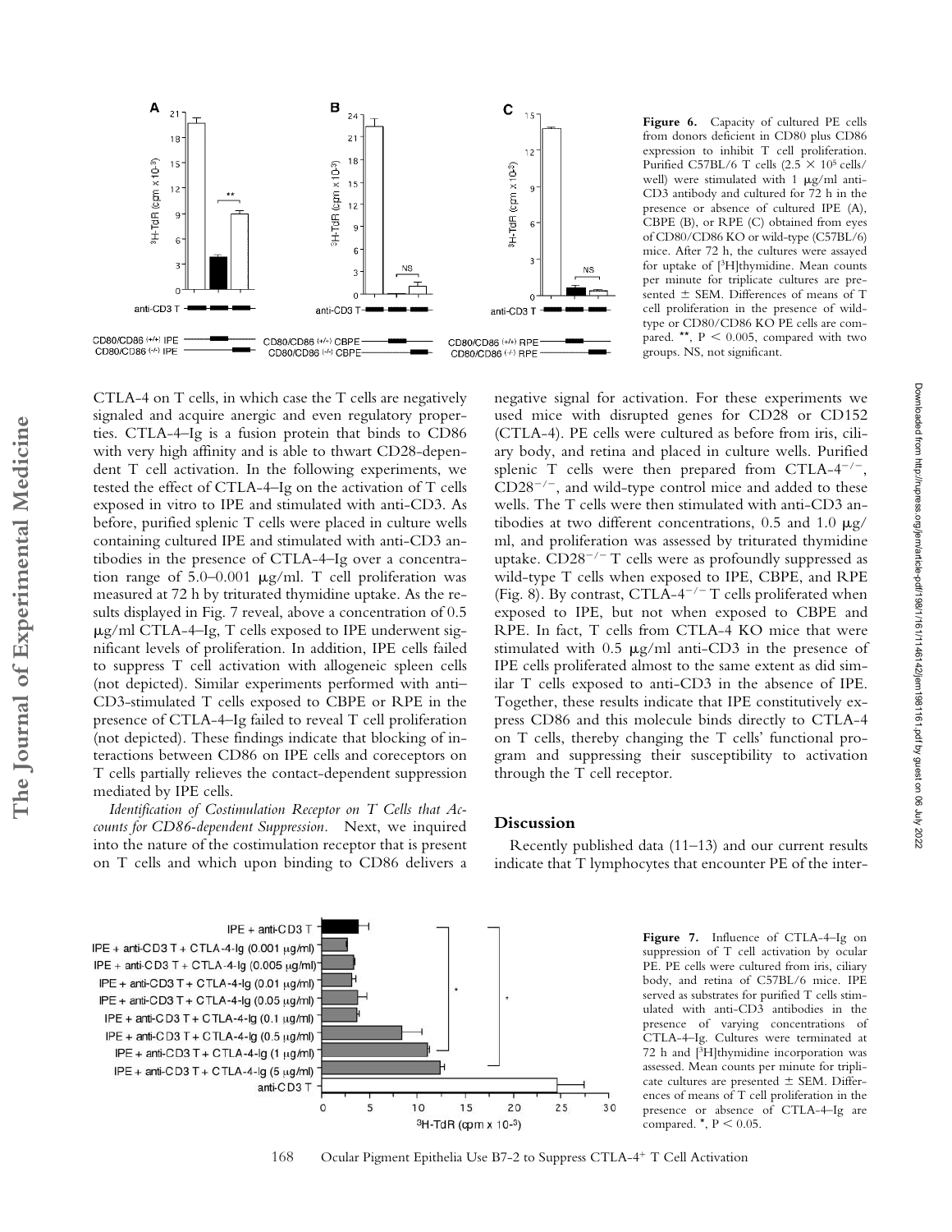**Figure 6.** Capacity of cultured PE cells from donors deficient in CD80 plus CD86 expression to inhibit T cell proliferation. Purified C57BL/6 T cells ($2.5 \times 10^5$ cells/well) were stimulated with 1 μg/ml anti-CD3 antibody and cultured for 72 h in the presence or absence of cultured IPE (A), CBPE (B), or RPE (C) obtained from eyes of CD80/CD86 KO or wild-type (C57BL/6) mice. After 72 h, the cultures were assayed for uptake of [$^3$H]thymidine. Mean counts per minute for triplicate cultures are presented ± SEM. Differences of means of T cell proliferation in the presence of wild-type or CD80/CD86 KO PE cells are compared. **, $P < 0.005$, compared with two groups. NS, not significant.

CTLA-4 on T cells, in which case the T cells are negatively signaled and acquire anergic and even regulatory properties. CTLA-4–Ig is a fusion protein that binds to CD86 with very high affinity and is able to thwart CD28-dependent T cell activation. In the following experiments, we tested the effect of CTLA-4–Ig on the activation of T cells exposed in vitro to IPE and stimulated with anti-CD3. As before, purified splenic T cells were placed in culture wells containing cultured IPE and stimulated with anti-CD3 antibodies in the presence of CTLA-4–Ig over a concentration range of 5.0–0.001 μg/ml. T cell proliferation was measured at 72 h by triturated thymidine uptake. As the results displayed in Fig. 7 reveal, above a concentration of 0.5 μg/ml CTLA-4–Ig, T cells exposed to IPE underwent significant levels of proliferation. In addition, IPE cells failed to suppress T cell activation with allogeneic spleen cells (not depicted). Similar experiments performed with anti–CD3-stimulated T cells exposed to CBPE or RPE in the presence of CTLA-4–Ig failed to reveal T cell proliferation (not depicted). These findings indicate that blocking of interactions between CD86 on IPE cells and coreceptors on T cells partially relieves the contact-dependent suppression mediated by IPE cells.

*Identification of Costimulation Receptor on T Cells that Accounts for CD86-dependent Suppression.* Next, we inquired into the nature of the costimulation receptor that is present on T cells and which upon binding to CD86 delivers a negative signal for activation. For these experiments we used mice with disrupted genes for CD28 or CD152 (CTLA-4). PE cells were cultured as before from iris, ciliary body, and retina and placed in culture wells. Purified splenic T cells were then prepared from CTLA-$4^{-/-}$, $CD28^{-/-}$, and wild-type control mice and added to these wells. The T cells were then stimulated with anti-CD3 antibodies at two different concentrations, 0.5 and 1.0 μg/ml, and proliferation was assessed by triturated thymidine uptake. $CD28^{-/-}$ T cells were as profoundly suppressed as wild-type T cells when exposed to IPE, CBPE, and RPE (Fig. 8). By contrast, CTLA-$4^{-/-}$ T cells proliferated when exposed to IPE, but not when exposed to CBPE and RPE. In fact, T cells from CTLA-4 KO mice that were stimulated with 0.5 μg/ml anti-CD3 in the presence of IPE cells proliferated almost to the same extent as did similar T cells exposed to anti-CD3 in the absence of IPE. Together, these results indicate that IPE constitutively express CD86 and this molecule binds directly to CTLA-4 on T cells, thereby changing the T cells' functional program and suppressing their susceptibility to activation through the T cell receptor.

## Discussion

Recently published data (11–13) and our current results indicate that T lymphocytes that encounter PE of the inter-

**Figure 7.** Influence of CTLA-4–Ig on suppression of T cell activation by ocular PE. PE cells were cultured from iris, ciliary body, and retina of C57BL/6 mice. IPE served as substrates for purified T cells stimulated with anti-CD3 antibodies in the presence of varying concentrations of CTLA-4–Ig. Cultures were terminated at 72 h and [$^3$H]thymidine incorporation was assessed. Mean counts per minute for triplicate cultures are presented ± SEM. Differences of means of T cell proliferation in the presence or absence of CTLA-4–Ig are compared. *, $P < 0.05$.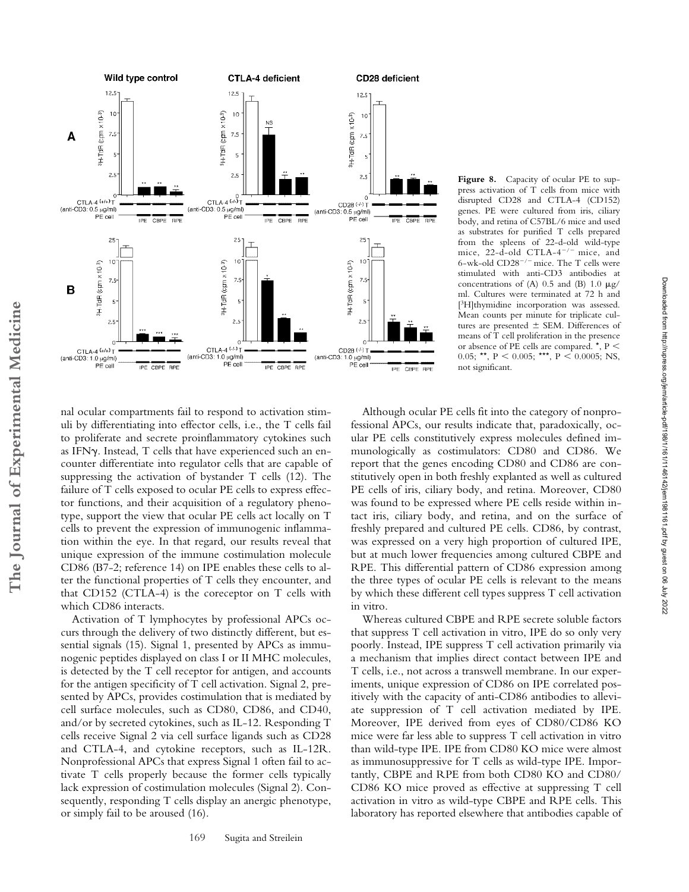**Figure 8.** Capacity of ocular PE to suppress activation of T cells from mice with disrupted CD28 and CTLA-4 (CD152) genes. PE were cultured from iris, ciliary body, and retina of C57BL/6 mice and used as substrates for purified T cells prepared from the spleens of 22-d-old wild-type mice, 22-d-old CTLA-$4^{-/-}$ mice, and 6-wk-old $CD28^{-/-}$ mice. The T cells were stimulated with anti-CD3 antibodies at concentrations of (A) 0.5 and (B) 1.0 μg/ml. Cultures were terminated at 72 h and [$^3$H]thymidine incorporation was assessed. Mean counts per minute for triplicate cultures are presented ± SEM. Differences of means of T cell proliferation in the presence or absence of PE cells are compared. *, $P < 0.05$; **, $P < 0.005$; ***, $P < 0.0005$; NS, not significant.

nal ocular compartments fail to respond to activation stimuli by differentiating into effector cells, i.e., the T cells fail to proliferate and secrete proinflammatory cytokines such as IFNγ. Instead, T cells that have experienced such an encounter differentiate into regulator cells that are capable of suppressing the activation of bystander T cells (12). The failure of T cells exposed to ocular PE cells to express effector functions, and their acquisition of a regulatory phenotype, support the view that ocular PE cells act locally on T cells to prevent the expression of immunogenic inflammation within the eye. In that regard, our results reveal that unique expression of the immune costimulation molecule CD86 (B7-2; reference 14) on IPE enables these cells to alter the functional properties of T cells they encounter, and that CD152 (CTLA-4) is the coreceptor on T cells with which CD86 interacts.

Activation of T lymphocytes by professional APCs occurs through the delivery of two distinctly different, but essential signals (15). Signal 1, presented by APCs as immunogenic peptides displayed on class I or II MHC molecules, is detected by the T cell receptor for antigen, and accounts for the antigen specificity of T cell activation. Signal 2, presented by APCs, provides costimulation that is mediated by cell surface molecules, such as CD80, CD86, and CD40, and/or by secreted cytokines, such as IL-12. Responding T cells receive Signal 2 via cell surface ligands such as CD28 and CTLA-4, and cytokine receptors, such as IL-12R. Nonprofessional APCs that express Signal 1 often fail to activate T cells properly because the former cells typically lack expression of costimulation molecules (Signal 2). Consequently, responding T cells display an anergic phenotype, or simply fail to be aroused (16).

Although ocular PE cells fit into the category of nonprofessional APCs, our results indicate that, paradoxically, ocular PE cells constitutively express molecules defined immunologically as costimulators: CD80 and CD86. We report that the genes encoding CD80 and CD86 are constitutively open in both freshly explanted as well as cultured PE cells of iris, ciliary body, and retina. Moreover, CD80 was found to be expressed where PE cells reside within intact iris, ciliary body, and retina, and on the surface of freshly prepared and cultured PE cells. CD86, by contrast, was expressed on a very high proportion of cultured IPE, but at much lower frequencies among cultured CBPE and RPE. This differential pattern of CD86 expression among the three types of ocular PE cells is relevant to the means by which these different cell types suppress T cell activation in vitro.

Whereas cultured CBPE and RPE secrete soluble factors that suppress T cell activation in vitro, IPE do so only very poorly. Instead, IPE suppress T cell activation primarily via a mechanism that implies direct contact between IPE and T cells, i.e., not across a transwell membrane. In our experiments, unique expression of CD86 on IPE correlated positively with the capacity of anti-CD86 antibodies to alleviate suppression of T cell activation mediated by IPE. Moreover, IPE derived from eyes of CD80/CD86 KO mice were far less able to suppress T cell activation in vitro than wild-type IPE. IPE from CD80 KO mice were almost as immunosuppressive for T cells as wild-type IPE. Importantly, CBPE and RPE from both CD80 KO and CD80/CD86 KO mice proved as effective at suppressing T cell activation in vitro as wild-type CBPE and RPE cells. This laboratory has reported elsewhere that antibodies capable of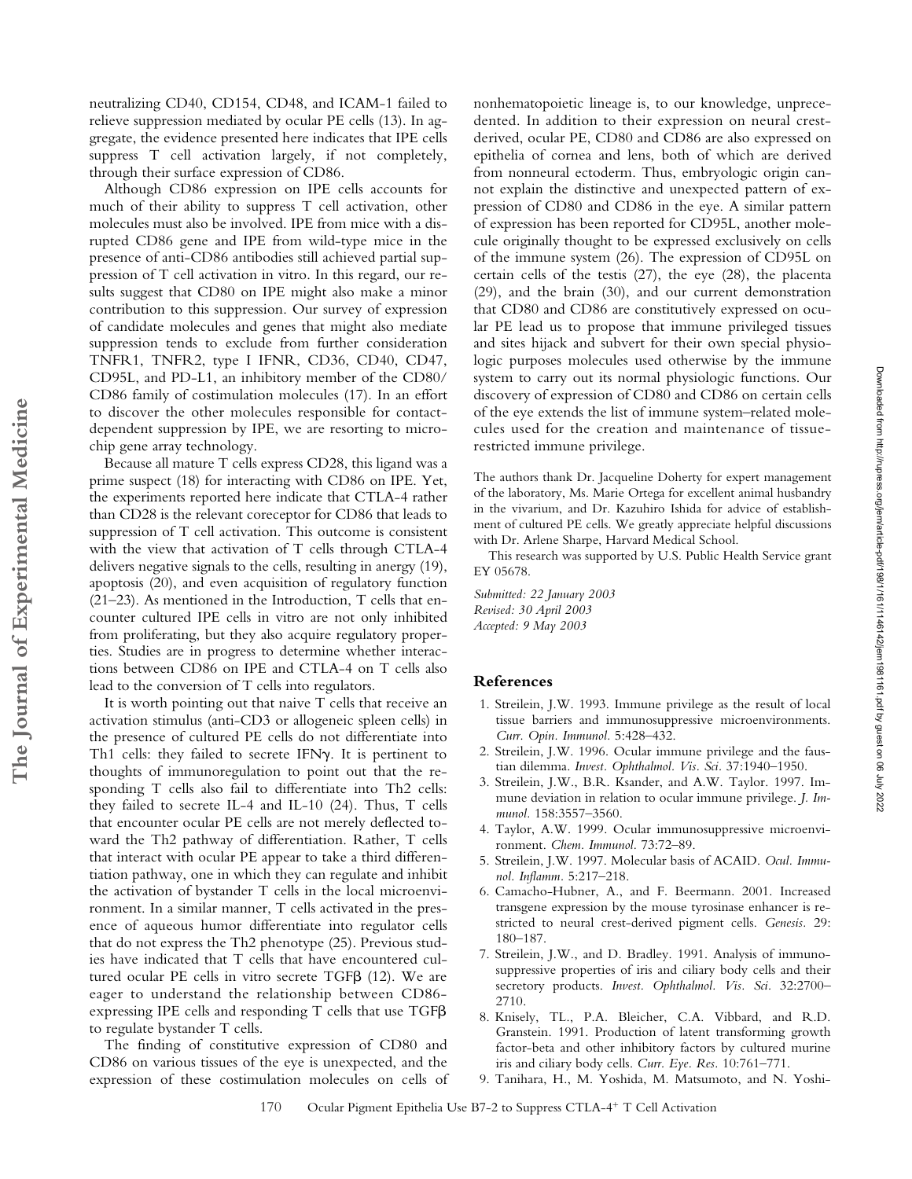neutralizing CD40, CD154, CD48, and ICAM-1 failed to relieve suppression mediated by ocular PE cells (13). In aggregate, the evidence presented here indicates that IPE cells suppress T cell activation largely, if not completely, through their surface expression of CD86.

Although CD86 expression on IPE cells accounts for much of their ability to suppress T cell activation, other molecules must also be involved. IPE from mice with a disrupted CD86 gene and IPE from wild-type mice in the presence of anti-CD86 antibodies still achieved partial suppression of T cell activation in vitro. In this regard, our results suggest that CD80 on IPE might also make a minor contribution to this suppression. Our survey of expression of candidate molecules and genes that might also mediate suppression tends to exclude from further consideration TNFR1, TNFR2, type I IFNR, CD36, CD40, CD47, CD95L, and PD-L1, an inhibitory member of the CD80/CD86 family of costimulation molecules (17). In an effort to discover the other molecules responsible for contact-dependent suppression by IPE, we are resorting to microchip gene array technology.

Because all mature T cells express CD28, this ligand was a prime suspect (18) for interacting with CD86 on IPE. Yet, the experiments reported here indicate that CTLA-4 rather than CD28 is the relevant coreceptor for CD86 that leads to suppression of T cell activation. This outcome is consistent with the view that activation of T cells through CTLA-4 delivers negative signals to the cells, resulting in anergy (19), apoptosis (20), and even acquisition of regulatory function (21–23). As mentioned in the Introduction, T cells that encounter cultured IPE cells in vitro are not only inhibited from proliferating, but they also acquire regulatory properties. Studies are in progress to determine whether interactions between CD86 on IPE and CTLA-4 on T cells also lead to the conversion of T cells into regulators.

It is worth pointing out that naive T cells that receive an activation stimulus (anti-CD3 or allogeneic spleen cells) in the presence of cultured PE cells do not differentiate into Th1 cells: they failed to secrete IFN$\gamma$. It is pertinent to thoughts of immunoregulation to point out that the responding T cells also fail to differentiate into Th2 cells: they failed to secrete IL-4 and IL-10 (24). Thus, T cells that encounter ocular PE cells are not merely deflected toward the Th2 pathway of differentiation. Rather, T cells that interact with ocular PE appear to take a third differentiation pathway, one in which they can regulate and inhibit the activation of bystander T cells in the local microenvironment. In a similar manner, T cells activated in the presence of aqueous humor differentiate into regulator cells that do not express the Th2 phenotype (25). Previous studies have indicated that T cells that have encountered cultured ocular PE cells in vitro secrete TGF$\beta$ (12). We are eager to understand the relationship between CD86-expressing IPE cells and responding T cells that use TGF$\beta$ to regulate bystander T cells.

The finding of constitutive expression of CD80 and CD86 on various tissues of the eye is unexpected, and the expression of these costimulation molecules on cells of nonhematopoietic lineage is, to our knowledge, unprecedented. In addition to their expression on neural crest-derived, ocular PE, CD80 and CD86 are also expressed on epithelia of cornea and lens, both of which are derived from nonneural ectoderm. Thus, embryologic origin cannot explain the distinctive and unexpected pattern of expression of CD80 and CD86 in the eye. A similar pattern of expression has been reported for CD95L, another molecule originally thought to be expressed exclusively on cells of the immune system (26). The expression of CD95L on certain cells of the testis (27), the eye (28), the placenta (29), and the brain (30), and our current demonstration that CD80 and CD86 are constitutively expressed on ocular PE lead us to propose that immune privileged tissues and sites hijack and subvert for their own special physiologic purposes molecules used otherwise by the immune system to carry out its normal physiologic functions. Our discovery of expression of CD80 and CD86 on certain cells of the eye extends the list of immune system–related molecules used for the creation and maintenance of tissue-restricted immune privilege.

The authors thank Dr. Jacqueline Doherty for expert management of the laboratory, Ms. Marie Ortega for excellent animal husbandry in the vivarium, and Dr. Kazuhiro Ishida for advice of establishment of cultured PE cells. We greatly appreciate helpful discussions with Dr. Arlene Sharpe, Harvard Medical School.

This research was supported by U.S. Public Health Service grant EY 05678.

*Submitted: 22 January 2003*
*Revised: 30 April 2003*
*Accepted: 9 May 2003*

## References

1. Streilein, J.W. 1993. Immune privilege as the result of local tissue barriers and immunosuppressive microenvironments. *Curr. Opin. Immunol.* 5:428–432.
2. Streilein, J.W. 1996. Ocular immune privilege and the faustian dilemma. *Invest. Ophthalmol. Vis. Sci.* 37:1940–1950.
3. Streilein, J.W., B.R. Ksander, and A.W. Taylor. 1997. Immune deviation in relation to ocular immune privilege. *J. Immunol.* 158:3557–3560.
4. Taylor, A.W. 1999. Ocular immunosuppressive microenvironment. *Chem. Immunol.* 73:72–89.
5. Streilein, J.W. 1997. Molecular basis of ACAID. *Ocul. Immunol. Inflamm.* 5:217–218.
6. Camacho-Hubner, A., and F. Beermann. 2001. Increased transgene expression by the mouse tyrosinase enhancer is restricted to neural crest-derived pigment cells. *Genesis.* 29: 180–187.
7. Streilein, J.W., and D. Bradley. 1991. Analysis of immunosuppressive properties of iris and ciliary body cells and their secretory products. *Invest. Ophthalmol. Vis. Sci.* 32:2700–2710.
8. Knisely, TL., P.A. Bleicher, C.A. Vibbard, and R.D. Granstein. 1991. Production of latent transforming growth factor-beta and other inhibitory factors by cultured murine iris and ciliary body cells. *Curr. Eye. Res.* 10:761–771.
9. Tanihara, H., M. Yoshida, M. Matsumoto, and N. Yoshi-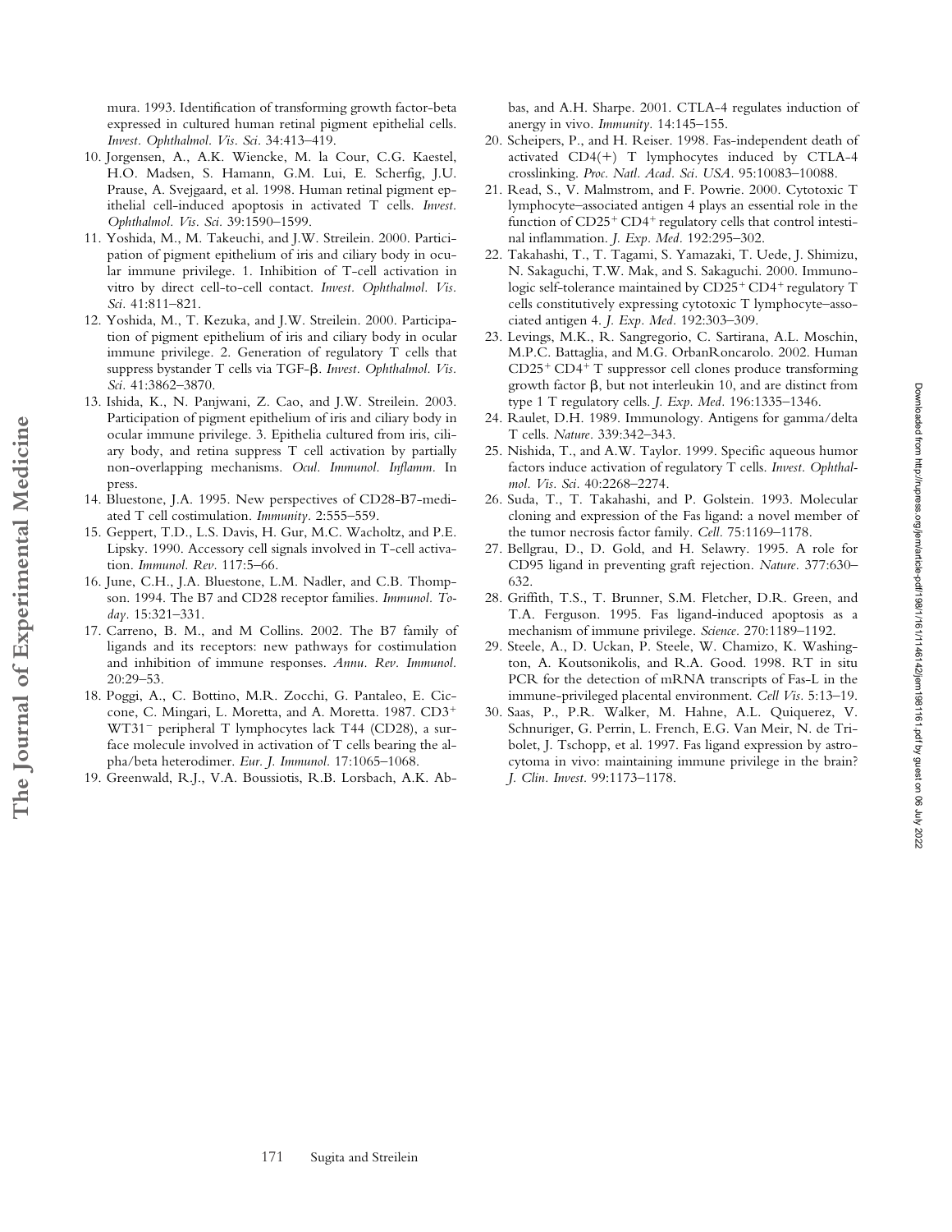mura. 1993. Identification of transforming growth factor-beta expressed in cultured human retinal pigment epithelial cells. *Invest. Ophthalmol. Vis. Sci.* 34:413–419.

10. Jorgensen, A., A.K. Wiencke, M. la Cour, C.G. Kaestel, H.O. Madsen, S. Hamann, G.M. Lui, E. Scherfig, J.U. Prause, A. Svejgaard, et al. 1998. Human retinal pigment epithelial cell-induced apoptosis in activated T cells. *Invest. Ophthalmol. Vis. Sci.* 39:1590–1599.
11. Yoshida, M., M. Takeuchi, and J.W. Streilein. 2000. Participation of pigment epithelium of iris and ciliary body in ocular immune privilege. 1. Inhibition of T-cell activation in vitro by direct cell-to-cell contact. *Invest. Ophthalmol. Vis. Sci.* 41:811–821.
12. Yoshida, M., T. Kezuka, and J.W. Streilein. 2000. Participation of pigment epithelium of iris and ciliary body in ocular immune privilege. 2. Generation of regulatory T cells that suppress bystander T cells via TGF-β. *Invest. Ophthalmol. Vis. Sci.* 41:3862–3870.
13. Ishida, K., N. Panjwani, Z. Cao, and J.W. Streilein. 2003. Participation of pigment epithelium of iris and ciliary body in ocular immune privilege. 3. Epithelia cultured from iris, ciliary body, and retina suppress T cell activation by partially non-overlapping mechanisms. *Ocul. Immunol. Inflamm.* In press.
14. Bluestone, J.A. 1995. New perspectives of CD28-B7-mediated T cell costimulation. *Immunity.* 2:555–559.
15. Geppert, T.D., L.S. Davis, H. Gur, M.C. Wacholtz, and P.E. Lipsky. 1990. Accessory cell signals involved in T-cell activation. *Immunol. Rev.* 117:5–66.
16. June, C.H., J.A. Bluestone, L.M. Nadler, and C.B. Thompson. 1994. The B7 and CD28 receptor families. *Immunol. Today.* 15:321–331.
17. Carreno, B. M., and M Collins. 2002. The B7 family of ligands and its receptors: new pathways for costimulation and inhibition of immune responses. *Annu. Rev. Immunol.* 20:29–53.
18. Poggi, A., C. Bottino, M.R. Zocchi, G. Pantaleo, E. Ciccone, C. Mingari, L. Moretta, and A. Moretta. 1987. CD3$^+$ WT31$^-$ peripheral T lymphocytes lack T44 (CD28), a surface molecule involved in activation of T cells bearing the alpha/beta heterodimer. *Eur. J. Immunol.* 17:1065–1068.
19. Greenwald, R.J., V.A. Boussiotis, R.B. Lorsbach, A.K. Abbas, and A.H. Sharpe. 2001. CTLA-4 regulates induction of anergy in vivo. *Immunity.* 14:145–155.
20. Scheipers, P., and H. Reiser. 1998. Fas-independent death of activated CD4(+) T lymphocytes induced by CTLA-4 crosslinking. *Proc. Natl. Acad. Sci. USA.* 95:10083–10088.
21. Read, S., V. Malmstrom, and F. Powrie. 2000. Cytotoxic T lymphocyte–associated antigen 4 plays an essential role in the function of CD25$^+$ CD4$^+$ regulatory cells that control intestinal inflammation. *J. Exp. Med.* 192:295–302.
22. Takahashi, T., T. Tagami, S. Yamazaki, T. Uede, J. Shimizu, N. Sakaguchi, T.W. Mak, and S. Sakaguchi. 2000. Immunologic self-tolerance maintained by CD25$^+$ CD4$^+$ regulatory T cells constitutively expressing cytotoxic T lymphocyte–associated antigen 4. *J. Exp. Med.* 192:303–309.
23. Levings, M.K., R. Sangregorio, C. Sartirana, A.L. Moschin, M.P.C. Battaglia, and M.G. OrbanRoncarolo. 2002. Human CD25$^+$ CD4$^+$ T suppressor cell clones produce transforming growth factor β, but not interleukin 10, and are distinct from type 1 T regulatory cells. *J. Exp. Med.* 196:1335–1346.
24. Raulet, D.H. 1989. Immunology. Antigens for gamma/delta T cells. *Nature.* 339:342–343.
25. Nishida, T., and A.W. Taylor. 1999. Specific aqueous humor factors induce activation of regulatory T cells. *Invest. Ophthalmol. Vis. Sci.* 40:2268–2274.
26. Suda, T., T. Takahashi, and P. Golstein. 1993. Molecular cloning and expression of the Fas ligand: a novel member of the tumor necrosis factor family. *Cell.* 75:1169–1178.
27. Bellgrau, D., D. Gold, and H. Selawry. 1995. A role for CD95 ligand in preventing graft rejection. *Nature.* 377:630–632.
28. Griffith, T.S., T. Brunner, S.M. Fletcher, D.R. Green, and T.A. Ferguson. 1995. Fas ligand-induced apoptosis as a mechanism of immune privilege. *Science.* 270:1189–1192.
29. Steele, A., D. Uckan, P. Steele, W. Chamizo, K. Washington, A. Koutsonikolis, and R.A. Good. 1998. RT in situ PCR for the detection of mRNA transcripts of Fas-L in the immune-privileged placental environment. *Cell Vis.* 5:13–19.
30. Saas, P., P.R. Walker, M. Hahne, A.L. Quiquerez, V. Schnuriger, G. Perrin, L. French, E.G. Van Meir, N. de Tribolet, J. Tschopp, et al. 1997. Fas ligand expression by astrocytoma in vivo: maintaining immune privilege in the brain? *J. Clin. Invest.* 99:1173–1178.